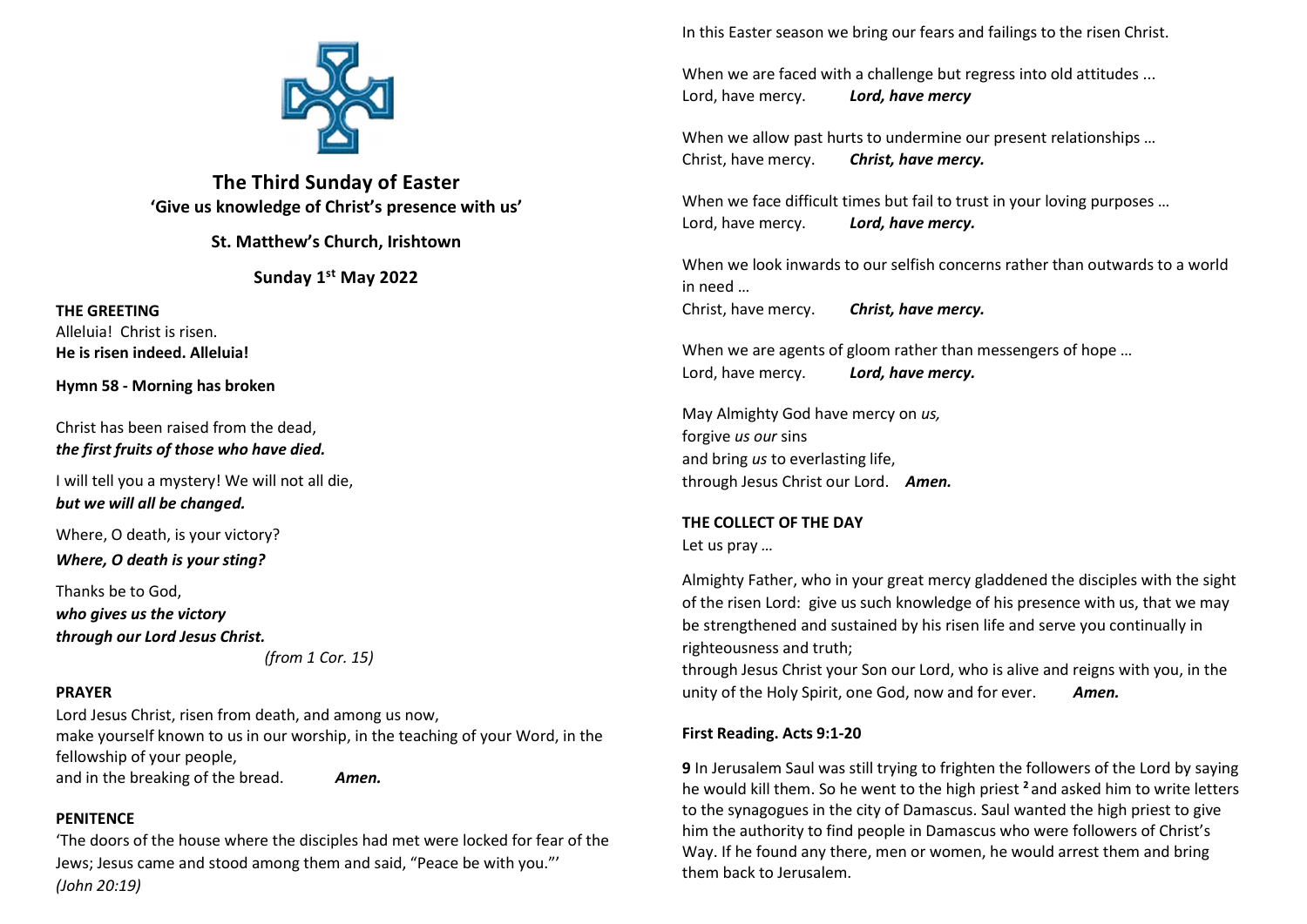# The Third Sunday of Easter

**'Give us knowledge of Christ's presence with us'**

**St. Matthew's Church, Irishtown**

**Sunday 1st May 2022**

**THE GREETING**

Alleluia! Christ is risen.
**He is risen indeed. Alleluia!**

**Hymn 58 - Morning has broken**

Christ has been raised from the dead,
***the first fruits of those who have died.***

I will tell you a mystery! We will not all die,
***but we will all be changed.***

Where, O death, is your victory?
***Where, O death is your sting?***

Thanks be to God,
***who gives us the victory***
***through our Lord Jesus Christ.***

*(from 1 Cor. 15)*

**PRAYER**

Lord Jesus Christ, risen from death, and among us now,
make yourself known to us in our worship, in the teaching of your Word, in the fellowship of your people,
and in the breaking of the bread. ***Amen.***

**PENITENCE**

'The doors of the house where the disciples had met were locked for fear of the Jews; Jesus came and stood among them and said, "Peace be with you."'
*(John 20:19)*

In this Easter season we bring our fears and failings to the risen Christ.

When we are faced with a challenge but regress into old attitudes ...
Lord, have mercy. ***Lord, have mercy***

When we allow past hurts to undermine our present relationships …
Christ, have mercy. ***Christ, have mercy.***

When we face difficult times but fail to trust in your loving purposes …
Lord, have mercy. ***Lord, have mercy.***

When we look inwards to our selfish concerns rather than outwards to a world in need …
Christ, have mercy. ***Christ, have mercy.***

When we are agents of gloom rather than messengers of hope …
Lord, have mercy. ***Lord, have mercy.***

May Almighty God have mercy on *us,*
forgive *us our* sins
and bring *us* to everlasting life,
through Jesus Christ our Lord. ***Amen.***

**THE COLLECT OF THE DAY**

Let us pray …

Almighty Father, who in your great mercy gladdened the disciples with the sight of the risen Lord: give us such knowledge of his presence with us, that we may be strengthened and sustained by his risen life and serve you continually in righteousness and truth;
through Jesus Christ your Son our Lord, who is alive and reigns with you, in the unity of the Holy Spirit, one God, now and for ever. ***Amen.***

**First Reading. Acts 9:1-20**

**9** In Jerusalem Saul was still trying to frighten the followers of the Lord by saying he would kill them. So he went to the high priest **2** and asked him to write letters to the synagogues in the city of Damascus. Saul wanted the high priest to give him the authority to find people in Damascus who were followers of Christ's Way. If he found any there, men or women, he would arrest them and bring them back to Jerusalem.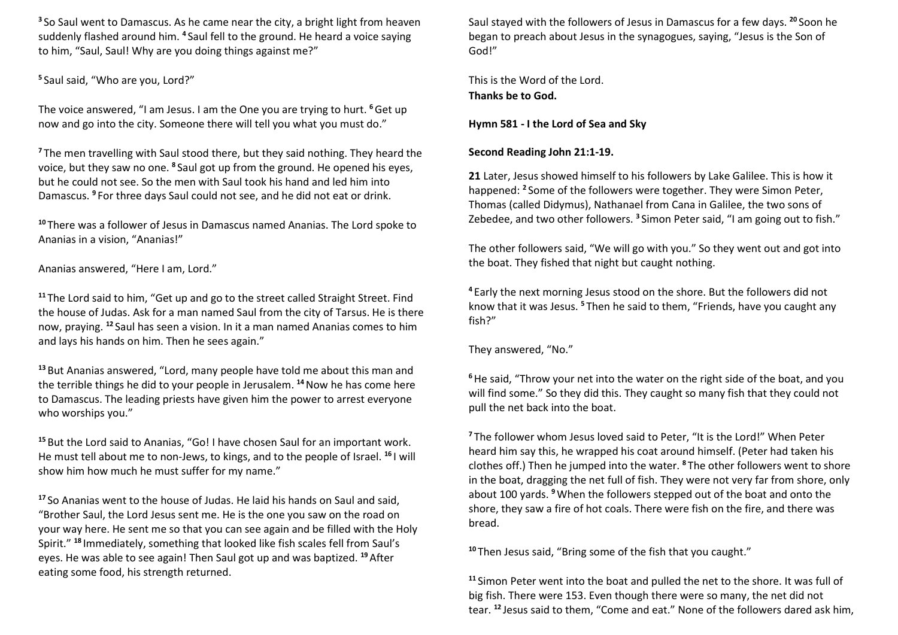[3] So Saul went to Damascus. As he came near the city, a bright light from heaven suddenly flashed around him. [4] Saul fell to the ground. He heard a voice saying to him, "Saul, Saul! Why are you doing things against me?"

[5] Saul said, "Who are you, Lord?"

The voice answered, "I am Jesus. I am the One you are trying to hurt. [6] Get up now and go into the city. Someone there will tell you what you must do."

[7] The men travelling with Saul stood there, but they said nothing. They heard the voice, but they saw no one. [8] Saul got up from the ground. He opened his eyes, but he could not see. So the men with Saul took his hand and led him into Damascus. [9] For three days Saul could not see, and he did not eat or drink.

[10] There was a follower of Jesus in Damascus named Ananias. The Lord spoke to Ananias in a vision, "Ananias!"

Ananias answered, "Here I am, Lord."

[11] The Lord said to him, "Get up and go to the street called Straight Street. Find the house of Judas. Ask for a man named Saul from the city of Tarsus. He is there now, praying. [12] Saul has seen a vision. In it a man named Ananias comes to him and lays his hands on him. Then he sees again."

[13] But Ananias answered, "Lord, many people have told me about this man and the terrible things he did to your people in Jerusalem. [14] Now he has come here to Damascus. The leading priests have given him the power to arrest everyone who worships you."

[15] But the Lord said to Ananias, "Go! I have chosen Saul for an important work. He must tell about me to non-Jews, to kings, and to the people of Israel. [16] I will show him how much he must suffer for my name."

[17] So Ananias went to the house of Judas. He laid his hands on Saul and said, "Brother Saul, the Lord Jesus sent me. He is the one you saw on the road on your way here. He sent me so that you can see again and be filled with the Holy Spirit." [18] Immediately, something that looked like fish scales fell from Saul's eyes. He was able to see again! Then Saul got up and was baptized. [19] After eating some food, his strength returned.

Saul stayed with the followers of Jesus in Damascus for a few days. [20] Soon he began to preach about Jesus in the synagogues, saying, "Jesus is the Son of God!"

This is the Word of the Lord.
**Thanks be to God.**

**Hymn 581 - I the Lord of Sea and Sky**

**Second Reading John 21:1-19.**

**21** Later, Jesus showed himself to his followers by Lake Galilee. This is how it happened: [2] Some of the followers were together. They were Simon Peter, Thomas (called Didymus), Nathanael from Cana in Galilee, the two sons of Zebedee, and two other followers. [3] Simon Peter said, "I am going out to fish."

The other followers said, "We will go with you." So they went out and got into the boat. They fished that night but caught nothing.

[4] Early the next morning Jesus stood on the shore. But the followers did not know that it was Jesus. [5] Then he said to them, "Friends, have you caught any fish?"

They answered, "No."

[6] He said, "Throw your net into the water on the right side of the boat, and you will find some." So they did this. They caught so many fish that they could not pull the net back into the boat.

[7] The follower whom Jesus loved said to Peter, "It is the Lord!" When Peter heard him say this, he wrapped his coat around himself. (Peter had taken his clothes off.) Then he jumped into the water. [8] The other followers went to shore in the boat, dragging the net full of fish. They were not very far from shore, only about 100 yards. [9] When the followers stepped out of the boat and onto the shore, they saw a fire of hot coals. There were fish on the fire, and there was bread.

[10] Then Jesus said, "Bring some of the fish that you caught."

[11] Simon Peter went into the boat and pulled the net to the shore. It was full of big fish. There were 153. Even though there were so many, the net did not tear. [12] Jesus said to them, "Come and eat." None of the followers dared ask him,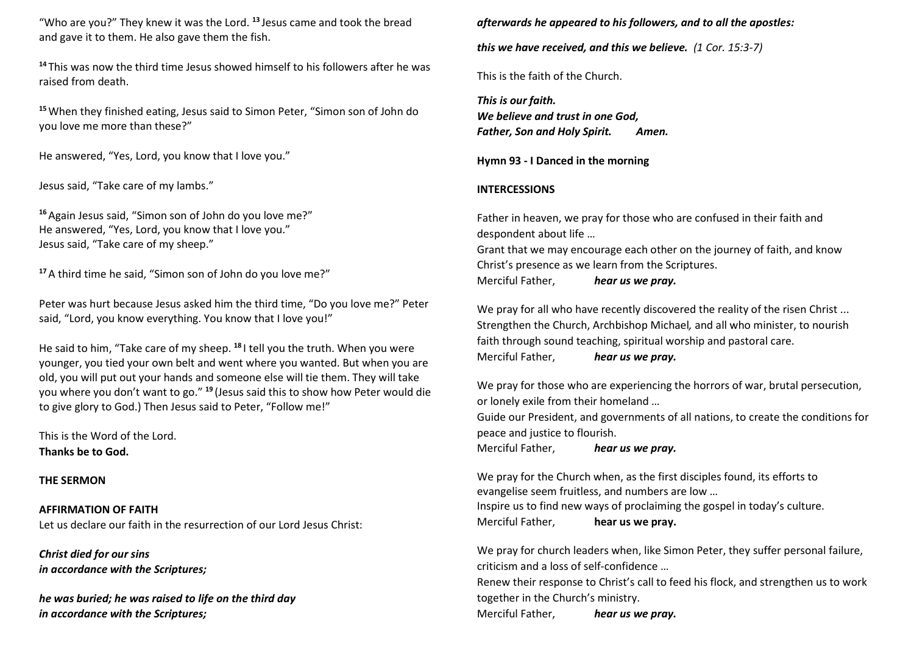"Who are you?" They knew it was the Lord. [13] Jesus came and took the bread and gave it to them. He also gave them the fish.

[14] This was now the third time Jesus showed himself to his followers after he was raised from death.

[15] When they finished eating, Jesus said to Simon Peter, "Simon son of John do you love me more than these?"

He answered, "Yes, Lord, you know that I love you."

Jesus said, "Take care of my lambs."

[16] Again Jesus said, "Simon son of John do you love me?"
He answered, "Yes, Lord, you know that I love you."
Jesus said, "Take care of my sheep."

[17] A third time he said, "Simon son of John do you love me?"

Peter was hurt because Jesus asked him the third time, "Do you love me?" Peter said, "Lord, you know everything. You know that I love you!"

He said to him, "Take care of my sheep. [18] I tell you the truth. When you were younger, you tied your own belt and went where you wanted. But when you are old, you will put out your hands and someone else will tie them. They will take you where you don't want to go." [19] (Jesus said this to show how Peter would die to give glory to God.) Then Jesus said to Peter, "Follow me!"

This is the Word of the Lord.
**Thanks be to God.**

**THE SERMON**

**AFFIRMATION OF FAITH**
Let us declare our faith in the resurrection of our Lord Jesus Christ:

***Christ died for our sins***
***in accordance with the Scriptures;***

***he was buried; he was raised to life on the third day***
***in accordance with the Scriptures;***

***afterwards he appeared to his followers, and to all the apostles:***

***this we have received, and this we believe.*** *(1 Cor. 15:3-7)*

This is the faith of the Church.

***This is our faith.***
***We believe and trust in one God,***
***Father, Son and Holy Spirit. Amen.***

**Hymn 93 - I Danced in the morning**

**INTERCESSIONS**

Father in heaven, we pray for those who are confused in their faith and despondent about life …
Grant that we may encourage each other on the journey of faith, and know Christ's presence as we learn from the Scriptures.
Merciful Father, ***hear us we pray.***

We pray for all who have recently discovered the reality of the risen Christ ...
Strengthen the Church, Archbishop Michael, and all who minister, to nourish faith through sound teaching, spiritual worship and pastoral care.
Merciful Father, ***hear us we pray.***

We pray for those who are experiencing the horrors of war, brutal persecution, or lonely exile from their homeland …
Guide our President, and governments of all nations, to create the conditions for peace and justice to flourish.
Merciful Father, ***hear us we pray.***

We pray for the Church when, as the first disciples found, its efforts to evangelise seem fruitless, and numbers are low …
Inspire us to find new ways of proclaiming the gospel in today's culture.
Merciful Father, **hear us we pray.**

We pray for church leaders when, like Simon Peter, they suffer personal failure, criticism and a loss of self-confidence …
Renew their response to Christ's call to feed his flock, and strengthen us to work together in the Church's ministry.
Merciful Father, ***hear us we pray.***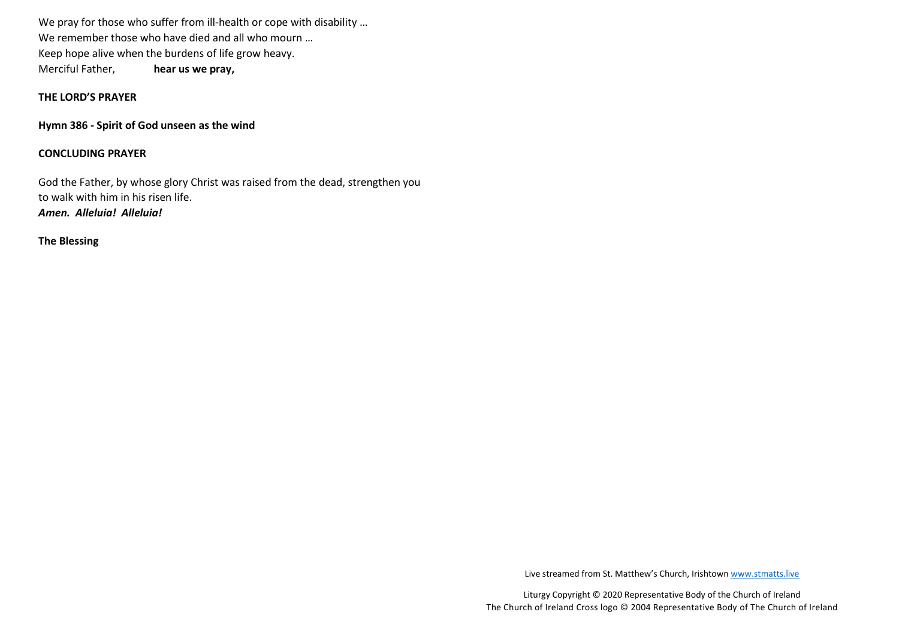We pray for those who suffer from ill-health or cope with disability …
We remember those who have died and all who mourn …
Keep hope alive when the burdens of life grow heavy.
Merciful Father, **hear us we pray,**

**THE LORD'S PRAYER**

**Hymn 386 - Spirit of God unseen as the wind**

**CONCLUDING PRAYER**

God the Father, by whose glory Christ was raised from the dead, strengthen you to walk with him in his risen life.
***Amen. Alleluia! Alleluia!***

**The Blessing**

Live streamed from St. Matthew's Church, Irishtown www.stmatts.live

Liturgy Copyright © 2020 Representative Body of the Church of Ireland
The Church of Ireland Cross logo © 2004 Representative Body of The Church of Ireland